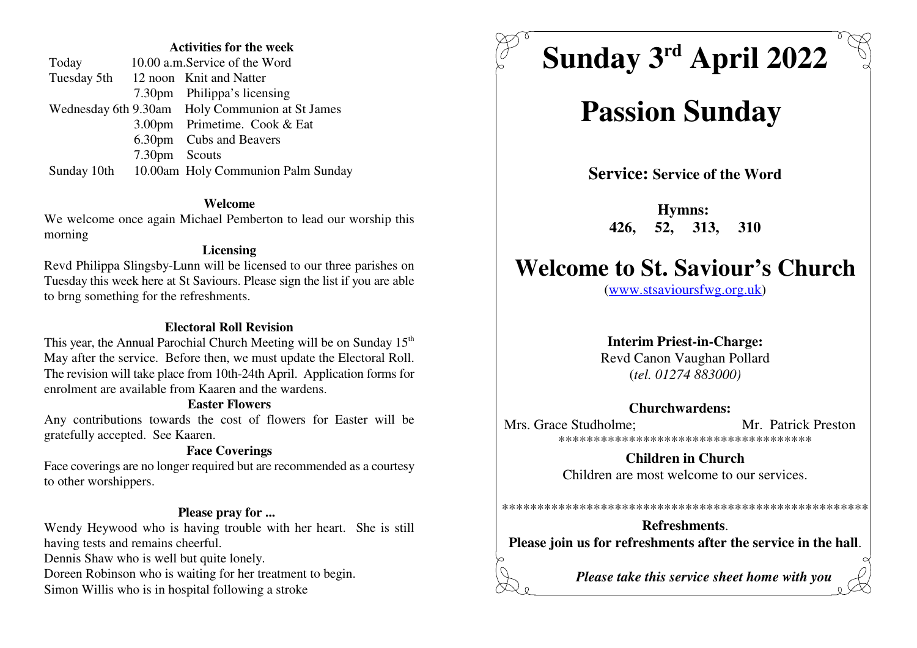## Activities for the week

| | | |
|---|---|---|
| Today | 10.00 a.m. | Service of the Word |
| Tuesday 5th | 12 noon | Knit and Natter |
| | 7.30pm | Philippa's licensing |
| Wednesday 6th | 9.30am | Holy Communion at St James |
| | 3.00pm | Primetime. Cook & Eat |
| | 6.30pm | Cubs and Beavers |
| | 7.30pm | Scouts |
| Sunday 10th | 10.00am | Holy Communion Palm Sunday |

**Welcome**

We welcome once again Michael Pemberton to lead our worship this morning

**Licensing**

Revd Philippa Slingsby-Lunn will be licensed to our three parishes on Tuesday this week here at St Saviours. Please sign the list if you are able to brng something for the refreshments.

**Electoral Roll Revision**

This year, the Annual Parochial Church Meeting will be on Sunday 15th May after the service. Before then, we must update the Electoral Roll. The revision will take place from 10th-24th April. Application forms for enrolment are available from Kaaren and the wardens.

**Easter Flowers**

Any contributions towards the cost of flowers for Easter will be gratefully accepted. See Kaaren.

**Face Coverings**

Face coverings are no longer required but are recommended as a courtesy to other worshippers.

**Please pray for ...**

Wendy Heywood who is having trouble with her heart. She is still having tests and remains cheerful.

Dennis Shaw who is well but quite lonely.

Doreen Robinson who is waiting for her treatment to begin.

Simon Willis who is in hospital following a stroke

# Sunday 3rd April 2022

# Passion Sunday

**Service: Service of the Word**

**Hymns:**
**426, 52, 313, 310**

# Welcome to St. Saviour's Church

(www.stsavioursfwg.org.uk)

**Interim Priest-in-Charge:**
Revd Canon Vaughan Pollard
(*tel. 01274 883000)*

**Churchwardens:**
Mrs. Grace Studholme; Mr. Patrick Preston

************************************

**Children in Church**
Children are most welcome to our services.

****************************************************

**Refreshments**.
**Please join us for refreshments after the service in the hall**.

***Please take this service sheet home with you***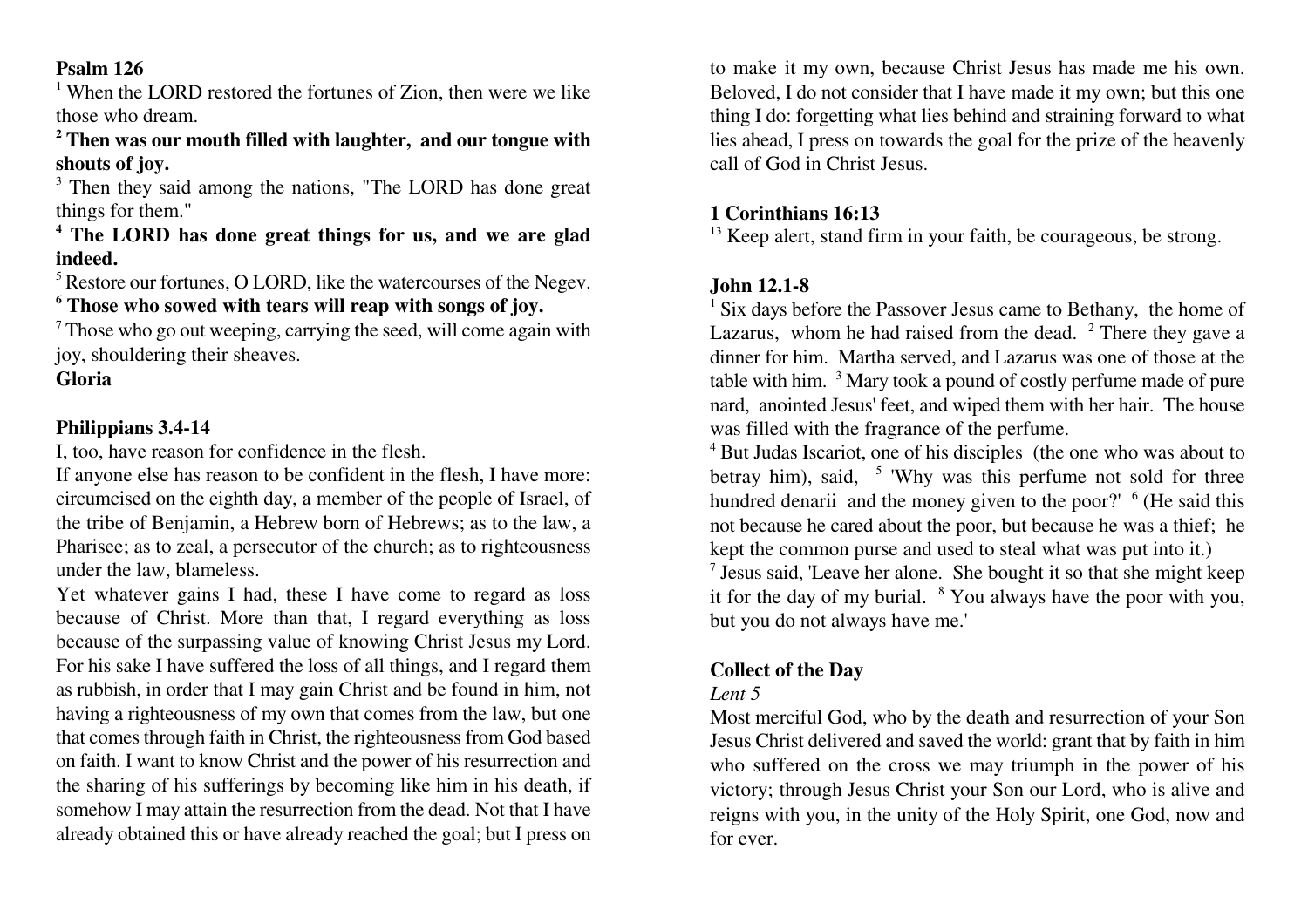**Psalm 126**

[1] When the LORD restored the fortunes of Zion, then were we like those who dream.

**[2] Then was our mouth filled with laughter, and our tongue with shouts of joy.**

[3] Then they said among the nations, "The LORD has done great things for them."

**[4] The LORD has done great things for us, and we are glad indeed.**

[5] Restore our fortunes, O LORD, like the watercourses of the Negev.

**[6] Those who sowed with tears will reap with songs of joy.**

[7] Those who go out weeping, carrying the seed, will come again with joy, shouldering their sheaves.

**Gloria**

**Philippians 3.4-14**

I, too, have reason for confidence in the flesh.

If anyone else has reason to be confident in the flesh, I have more: circumcised on the eighth day, a member of the people of Israel, of the tribe of Benjamin, a Hebrew born of Hebrews; as to the law, a Pharisee; as to zeal, a persecutor of the church; as to righteousness under the law, blameless.

Yet whatever gains I had, these I have come to regard as loss because of Christ. More than that, I regard everything as loss because of the surpassing value of knowing Christ Jesus my Lord. For his sake I have suffered the loss of all things, and I regard them as rubbish, in order that I may gain Christ and be found in him, not having a righteousness of my own that comes from the law, but one that comes through faith in Christ, the righteousness from God based on faith. I want to know Christ and the power of his resurrection and the sharing of his sufferings by becoming like him in his death, if somehow I may attain the resurrection from the dead. Not that I have already obtained this or have already reached the goal; but I press on to make it my own, because Christ Jesus has made me his own. Beloved, I do not consider that I have made it my own; but this one thing I do: forgetting what lies behind and straining forward to what lies ahead, I press on towards the goal for the prize of the heavenly call of God in Christ Jesus.

**1 Corinthians 16:13**

[13] Keep alert, stand firm in your faith, be courageous, be strong.

**John 12.1-8**

[1] Six days before the Passover Jesus came to Bethany, the home of Lazarus, whom he had raised from the dead. [2] There they gave a dinner for him. Martha served, and Lazarus was one of those at the table with him. [3] Mary took a pound of costly perfume made of pure nard, anointed Jesus' feet, and wiped them with her hair. The house was filled with the fragrance of the perfume.

[4] But Judas Iscariot, one of his disciples (the one who was about to betray him), said, [5] 'Why was this perfume not sold for three hundred denarii and the money given to the poor?' [6] (He said this not because he cared about the poor, but because he was a thief; he kept the common purse and used to steal what was put into it.)

[7] Jesus said, 'Leave her alone. She bought it so that she might keep it for the day of my burial. [8] You always have the poor with you, but you do not always have me.'

**Collect of the Day**

*Lent 5*

Most merciful God, who by the death and resurrection of your Son Jesus Christ delivered and saved the world: grant that by faith in him who suffered on the cross we may triumph in the power of his victory; through Jesus Christ your Son our Lord, who is alive and reigns with you, in the unity of the Holy Spirit, one God, now and for ever.